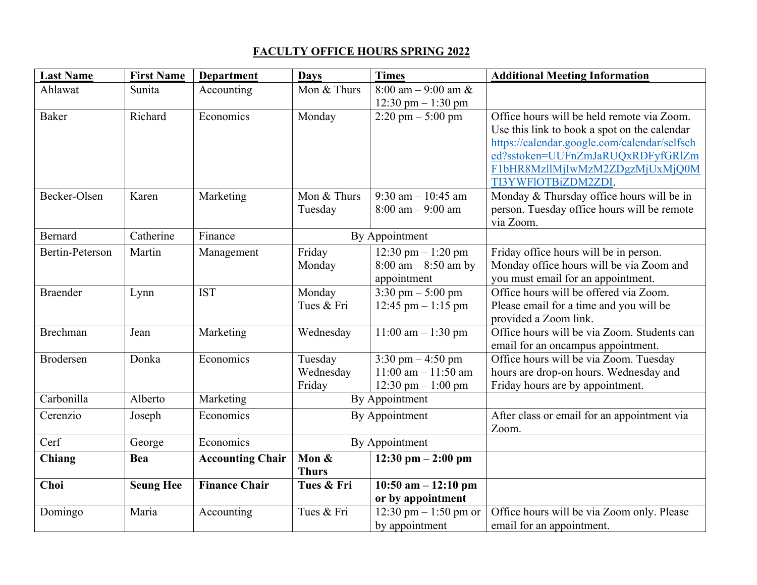**FACULTY OFFICE HOURS SPRING 2022**

| Last Name | First Name | Department | Days | Times | Additional Meeting Information |
|---|---|---|---|---|---|
| Ahlawat | Sunita | Accounting | Mon & Thurs | 8:00 am – 9:00 am & 12:30 pm – 1:30 pm | |
| Baker | Richard | Economics | Monday | 2:20 pm – 5:00 pm | Office hours will be held remote via Zoom. Use this link to book a spot on the calendar https://calendar.google.com/calendar/selfsched?sstoken=UUFnZmJaRUQxRDFyfGRlZmF1bHR8MzllMjIwMzM2ZDgzMjUxMjQ0MTI3YWFlOTBiZDM2ZDI. |
| Becker-Olsen | Karen | Marketing | Mon & Thurs<br>Tuesday | 9:30 am – 10:45 am<br>8:00 am – 9:00 am | Monday & Thursday office hours will be in person. Tuesday office hours will be remote via Zoom. |
| Bernard | Catherine | Finance | By Appointment | | |
| Bertin-Peterson | Martin | Management | Friday<br>Monday | 12:30 pm – 1:20 pm<br>8:00 am – 8:50 am by appointment | Friday office hours will be in person. Monday office hours will be via Zoom and you must email for an appointment. |
| Braender | Lynn | IST | Monday<br>Tues & Fri | 3:30 pm – 5:00 pm<br>12:45 pm – 1:15 pm | Office hours will be offered via Zoom. Please email for a time and you will be provided a Zoom link. |
| Brechman | Jean | Marketing | Wednesday | 11:00 am – 1:30 pm | Office hours will be via Zoom. Students can email for an oncampus appointment. |
| Brodersen | Donka | Economics | Tuesday<br>Wednesday<br>Friday | 3:30 pm – 4:50 pm<br>11:00 am – 11:50 am<br>12:30 pm – 1:00 pm | Office hours will be via Zoom. Tuesday hours are drop-on hours. Wednesday and Friday hours are by appointment. |
| Carbonilla | Alberto | Marketing | By Appointment | | |
| Cerenzio | Joseph | Economics | By Appointment | | After class or email for an appointment via Zoom. |
| Cerf | George | Economics | By Appointment | | |
| **Chiang** | **Bea** | **Accounting Chair** | **Mon & Thurs** | **12:30 pm – 2:00 pm** | |
| **Choi** | **Seung Hee** | **Finance Chair** | **Tues & Fri** | **10:50 am – 12:10 pm or by appointment** | |
| Domingo | Maria | Accounting | Tues & Fri | 12:30 pm – 1:50 pm or by appointment | Office hours will be via Zoom only. Please email for an appointment. |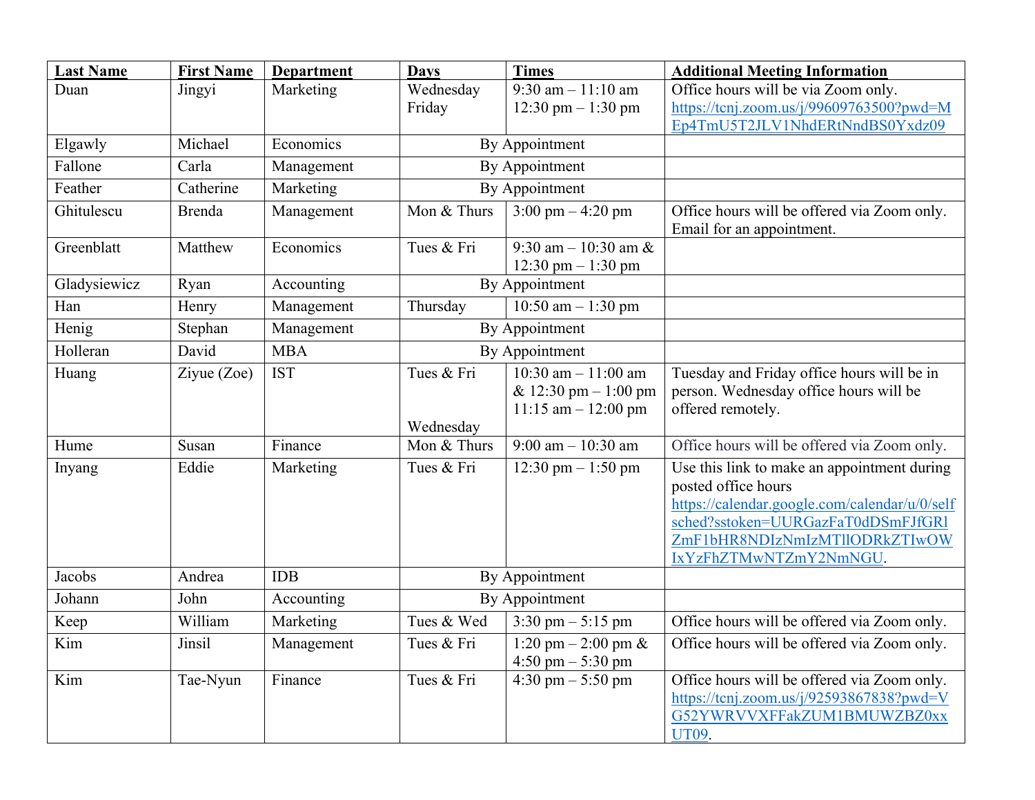| Last Name | First Name | Department | Days | Times | Additional Meeting Information |
|---|---|---|---|---|---|
| Duan | Jingyi | Marketing | Wednesday<br>Friday | 9:30 am – 11:10 am<br>12:30 pm – 1:30 pm | Office hours will be via Zoom only. https://tcnj.zoom.us/j/99609763500?pwd=MEp4TmU5T2JLV1NhdERtNndBS0Yxdz09 |
| Elgawly | Michael | Economics | By Appointment | | |
| Fallone | Carla | Management | By Appointment | | |
| Feather | Catherine | Marketing | By Appointment | | |
| Ghitulescu | Brenda | Management | Mon & Thurs | 3:00 pm – 4:20 pm | Office hours will be offered via Zoom only. Email for an appointment. |
| Greenblatt | Matthew | Economics | Tues & Fri | 9:30 am – 10:30 am & 12:30 pm – 1:30 pm | |
| Gladysiewicz | Ryan | Accounting | By Appointment | | |
| Han | Henry | Management | Thursday | 10:50 am – 1:30 pm | |
| Henig | Stephan | Management | By Appointment | | |
| Holleran | David | MBA | By Appointment | | |
| Huang | Ziyue (Zoe) | IST | Tues & Fri<br><br>Wednesday | 10:30 am – 11:00 am & 12:30 pm – 1:00 pm<br>11:15 am – 12:00 pm | Tuesday and Friday office hours will be in person. Wednesday office hours will be offered remotely. |
| Hume | Susan | Finance | Mon & Thurs | 9:00 am – 10:30 am | Office hours will be offered via Zoom only. |
| Inyang | Eddie | Marketing | Tues & Fri | 12:30 pm – 1:50 pm | Use this link to make an appointment during posted office hours https://calendar.google.com/calendar/u/0/selfsched?sstoken=UURGazFaT0dDSmFJfGRlZmF1bHR8NDIzNmIzMTllODRkZTIwOWIxYzFhZTMwNTZmY2NmNGU. |
| Jacobs | Andrea | IDB | By Appointment | | |
| Johann | John | Accounting | By Appointment | | |
| Keep | William | Marketing | Tues & Wed | 3:30 pm – 5:15 pm | Office hours will be offered via Zoom only. |
| Kim | Jinsil | Management | Tues & Fri | 1:20 pm – 2:00 pm & 4:50 pm – 5:30 pm | Office hours will be offered via Zoom only. |
| Kim | Tae-Nyun | Finance | Tues & Fri | 4:30 pm – 5:50 pm | Office hours will be offered via Zoom only. https://tcnj.zoom.us/j/92593867838?pwd=VG52YWRVVXFFakZUM1BMUWZBZ0xxUT09. |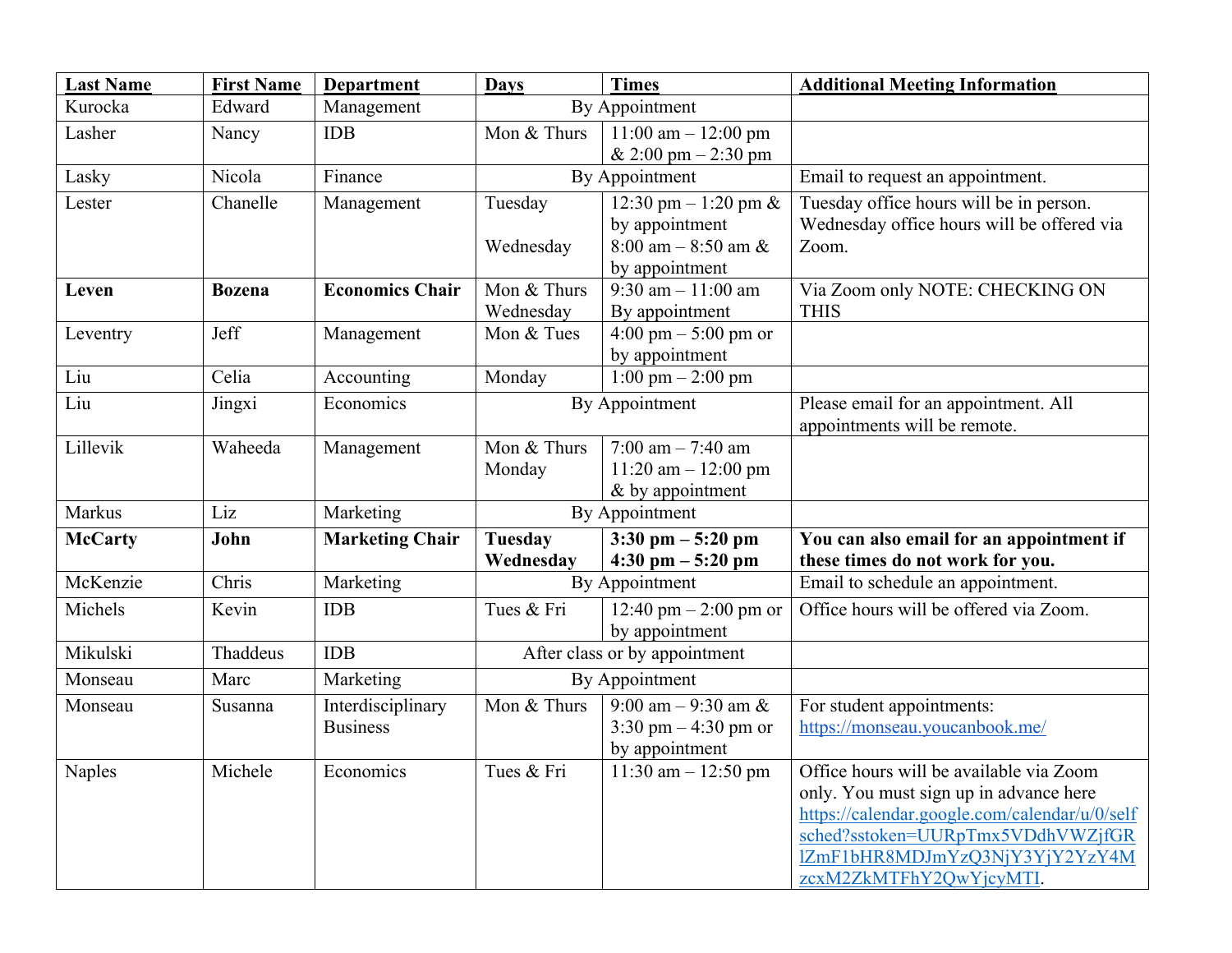| **Last Name** | **First Name** | **Department** | **Days** | **Times** | **Additional Meeting Information** |
|---|---|---|---|---|---|
| Kurocka | Edward | Management | By Appointment | | |
| Lasher | Nancy | IDB | Mon & Thurs | 11:00 am – 12:00 pm & 2:00 pm – 2:30 pm | |
| Lasky | Nicola | Finance | By Appointment | | Email to request an appointment. |
| Lester | Chanelle | Management | Tuesday<br><br>Wednesday | 12:30 pm – 1:20 pm & by appointment<br>8:00 am – 8:50 am & by appointment | Tuesday office hours will be in person. Wednesday office hours will be offered via Zoom. |
| **Leven** | **Bozena** | **Economics Chair** | Mon & Thurs<br>Wednesday | 9:30 am – 11:00 am<br>By appointment | Via Zoom only NOTE: CHECKING ON THIS |
| Leventry | Jeff | Management | Mon & Tues | 4:00 pm – 5:00 pm or by appointment | |
| Liu | Celia | Accounting | Monday | 1:00 pm – 2:00 pm | |
| Liu | Jingxi | Economics | By Appointment | | Please email for an appointment. All appointments will be remote. |
| Lillevik | Waheeda | Management | Mon & Thurs<br>Monday | 7:00 am – 7:40 am<br>11:20 am – 12:00 pm & by appointment | |
| Markus | Liz | Marketing | By Appointment | | |
| **McCarty** | **John** | **Marketing Chair** | **Tuesday**<br>**Wednesday** | **3:30 pm – 5:20 pm**<br>**4:30 pm – 5:20 pm** | **You can also email for an appointment if these times do not work for you.** |
| McKenzie | Chris | Marketing | By Appointment | | Email to schedule an appointment. |
| Michels | Kevin | IDB | Tues & Fri | 12:40 pm – 2:00 pm or by appointment | Office hours will be offered via Zoom. |
| Mikulski | Thaddeus | IDB | After class or by appointment | | |
| Monseau | Marc | Marketing | By Appointment | | |
| Monseau | Susanna | Interdisciplinary Business | Mon & Thurs | 9:00 am – 9:30 am & 3:30 pm – 4:30 pm or by appointment | For student appointments: https://monseau.youcanbook.me/ |
| Naples | Michele | Economics | Tues & Fri | 11:30 am – 12:50 pm | Office hours will be available via Zoom only. You must sign up in advance here https://calendar.google.com/calendar/u/0/selfsched?sstoken=UURpTmx5VDdhVWZjfGRlZmF1bHR8MDJmYzQ3NjY3YjY2YzY4MzcxM2ZkMTFhY2QwYjcyMTI. |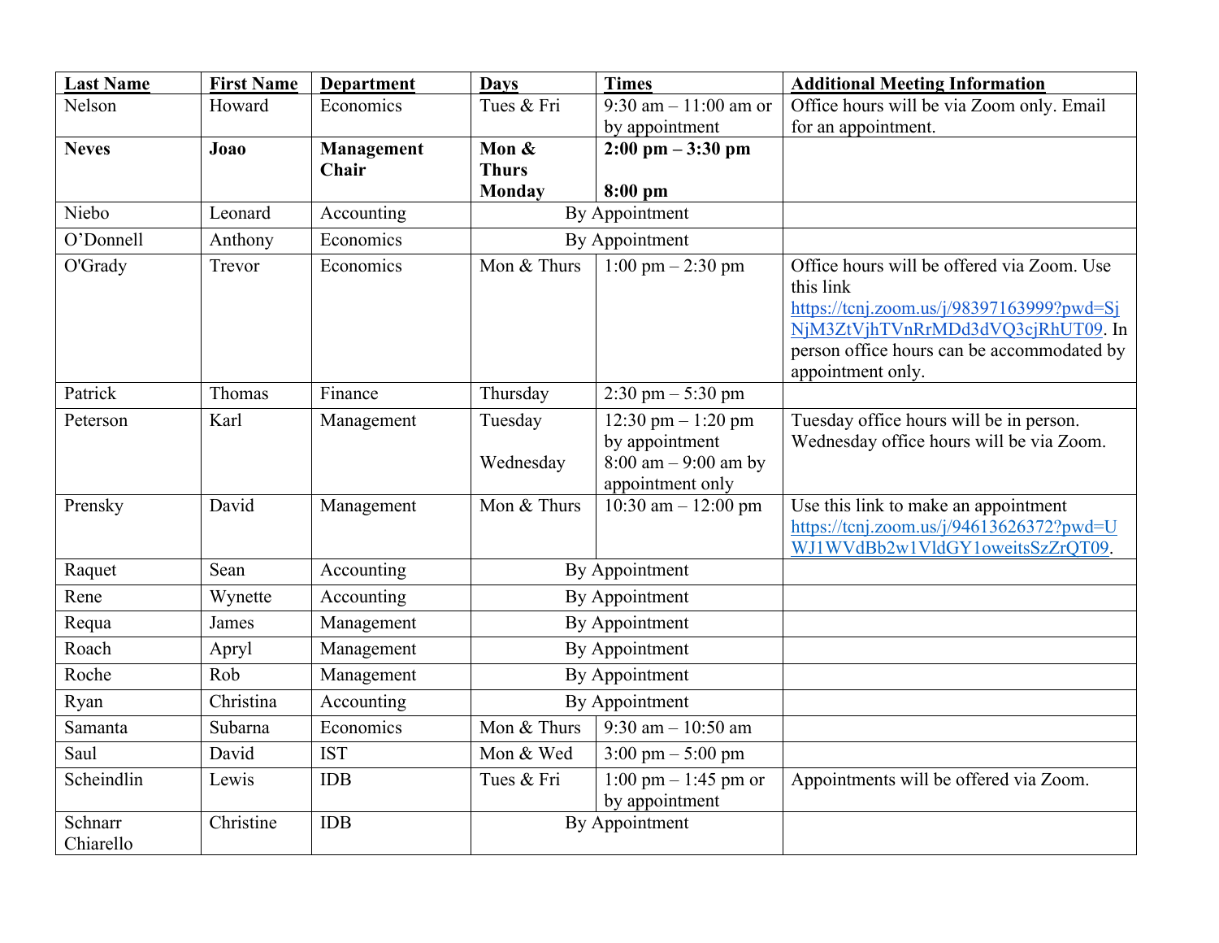| Last Name | First Name | Department | Days | Times | Additional Meeting Information |
| --- | --- | --- | --- | --- | --- |
| Nelson | Howard | Economics | Tues & Fri | 9:30 am – 11:00 am or by appointment | Office hours will be via Zoom only. Email for an appointment. |
| **Neves** | **Joao** | **Management Chair** | **Mon & Thurs**<br>**Monday** | **2:00 pm – 3:30 pm**<br>**8:00 pm** | |
| Niebo | Leonard | Accounting | By Appointment | | |
| O'Donnell | Anthony | Economics | By Appointment | | |
| O'Grady | Trevor | Economics | Mon & Thurs | 1:00 pm – 2:30 pm | Office hours will be offered via Zoom. Use this link https://tcnj.zoom.us/j/98397163999?pwd=SjNjM3ZtVjhTVnRrMDd3dVQ3cjRhUT09. In person office hours can be accommodated by appointment only. |
| Patrick | Thomas | Finance | Thursday | 2:30 pm – 5:30 pm | |
| Peterson | Karl | Management | Tuesday<br>Wednesday | 12:30 pm – 1:20 pm by appointment<br>8:00 am – 9:00 am by appointment only | Tuesday office hours will be in person. Wednesday office hours will be via Zoom. |
| Prensky | David | Management | Mon & Thurs | 10:30 am – 12:00 pm | Use this link to make an appointment https://tcnj.zoom.us/j/94613626372?pwd=UWJ1WVdBb2w1VldGY1oweitsSzZrQT09. |
| Raquet | Sean | Accounting | By Appointment | | |
| Rene | Wynette | Accounting | By Appointment | | |
| Requa | James | Management | By Appointment | | |
| Roach | Apryl | Management | By Appointment | | |
| Roche | Rob | Management | By Appointment | | |
| Ryan | Christina | Accounting | By Appointment | | |
| Samanta | Subarna | Economics | Mon & Thurs | 9:30 am – 10:50 am | |
| Saul | David | IST | Mon & Wed | 3:00 pm – 5:00 pm | |
| Scheindlin | Lewis | IDB | Tues & Fri | 1:00 pm – 1:45 pm or by appointment | Appointments will be offered via Zoom. |
| Schnarr Chiarello | Christine | IDB | By Appointment | | |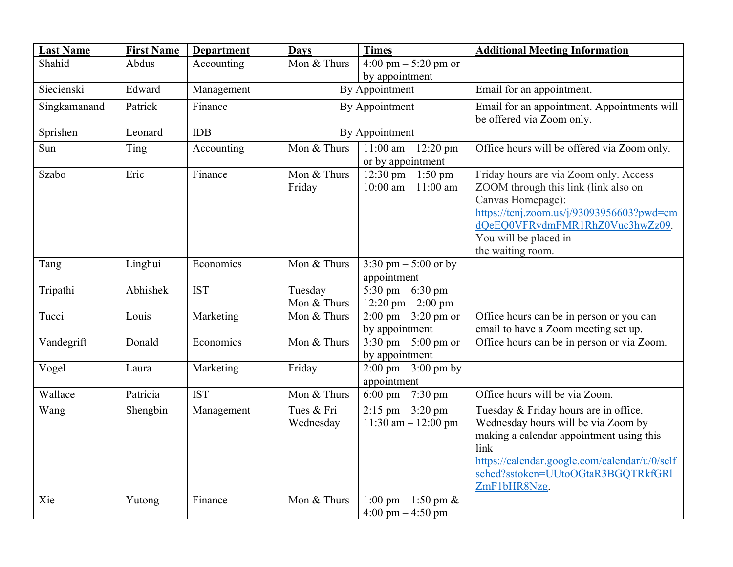| Last Name | First Name | Department | Days | Times | Additional Meeting Information |
|---|---|---|---|---|---|
| Shahid | Abdus | Accounting | Mon & Thurs | 4:00 pm – 5:20 pm or by appointment | |
| Siecienski | Edward | Management | By Appointment | | Email for an appointment. |
| Singkamanand | Patrick | Finance | By Appointment | | Email for an appointment. Appointments will be offered via Zoom only. |
| Sprishen | Leonard | IDB | By Appointment | | |
| Sun | Ting | Accounting | Mon & Thurs | 11:00 am – 12:20 pm or by appointment | Office hours will be offered via Zoom only. |
| Szabo | Eric | Finance | Mon & Thurs<br>Friday | 12:30 pm – 1:50 pm<br>10:00 am – 11:00 am | Friday hours are via Zoom only. Access ZOOM through this link (link also on Canvas Homepage): https://tcnj.zoom.us/j/93093956603?pwd=emdQeEQ0VFRvdmFMR1RhZ0Vuc3hwZz09. You will be placed in the waiting room. |
| Tang | Linghui | Economics | Mon & Thurs | 3:30 pm – 5:00 or by appointment | |
| Tripathi | Abhishek | IST | Tuesday<br>Mon & Thurs | 5:30 pm – 6:30 pm<br>12:20 pm – 2:00 pm | |
| Tucci | Louis | Marketing | Mon & Thurs | 2:00 pm – 3:20 pm or by appointment | Office hours can be in person or you can email to have a Zoom meeting set up. |
| Vandegrift | Donald | Economics | Mon & Thurs | 3:30 pm – 5:00 pm or by appointment | Office hours can be in person or via Zoom. |
| Vogel | Laura | Marketing | Friday | 2:00 pm – 3:00 pm by appointment | |
| Wallace | Patricia | IST | Mon & Thurs | 6:00 pm – 7:30 pm | Office hours will be via Zoom. |
| Wang | Shengbin | Management | Tues & Fri<br>Wednesday | 2:15 pm – 3:20 pm<br>11:30 am – 12:00 pm | Tuesday & Friday hours are in office. Wednesday hours will be via Zoom by making a calendar appointment using this link https://calendar.google.com/calendar/u/0/selfsched?sstoken=UUtoOGtaR3BGQTRkfGRlZmF1bHR8Nzg. |
| Xie | Yutong | Finance | Mon & Thurs | 1:00 pm – 1:50 pm & 4:00 pm – 4:50 pm | |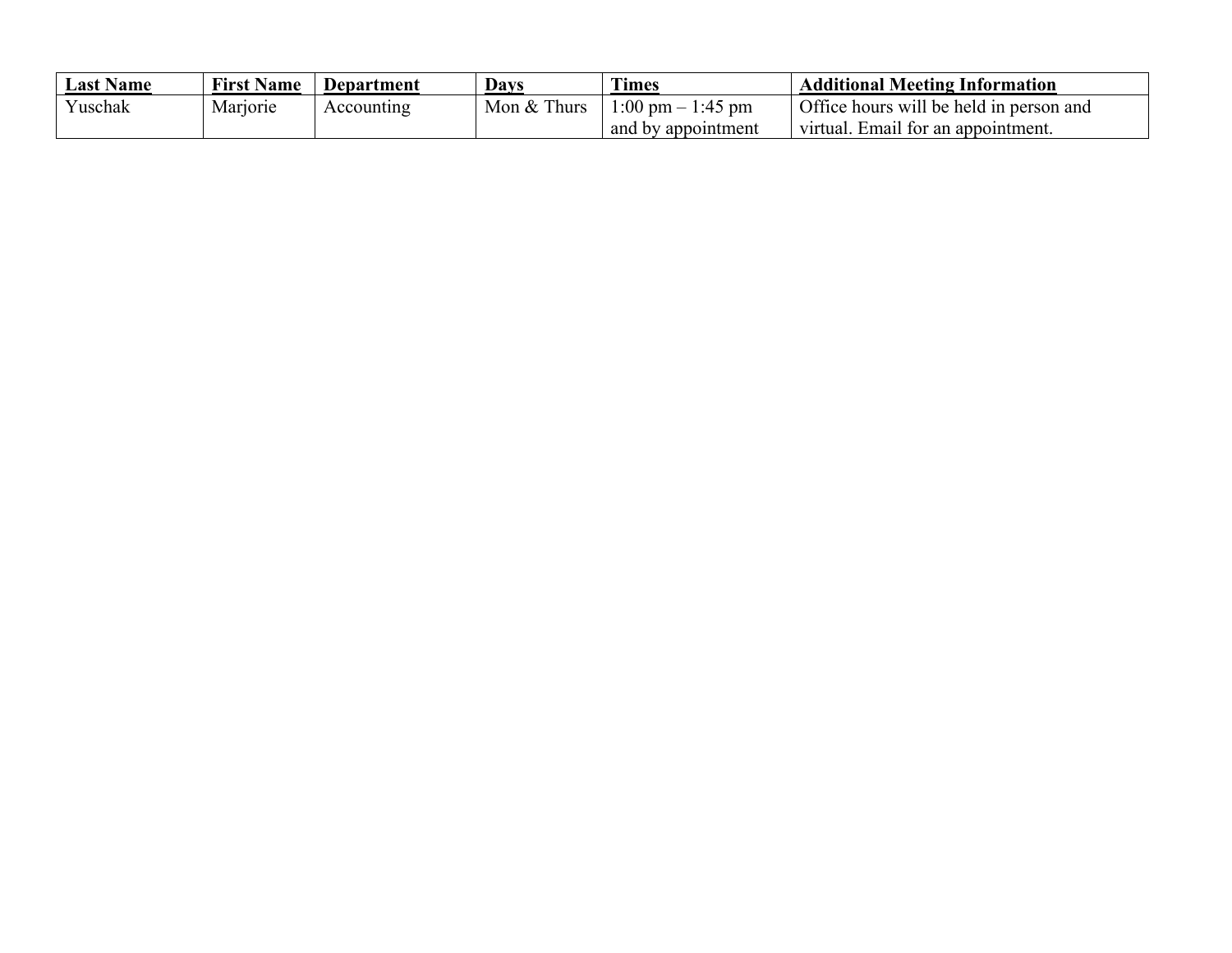| **Last Name** | **First Name** | **Department** | **Days** | **Times** | **Additional Meeting Information** |
| --- | --- | --- | --- | --- | --- |
| Yuschak | Marjorie | Accounting | Mon & Thurs | 1:00 pm – 1:45 pm and by appointment | Office hours will be held in person and virtual. Email for an appointment. |